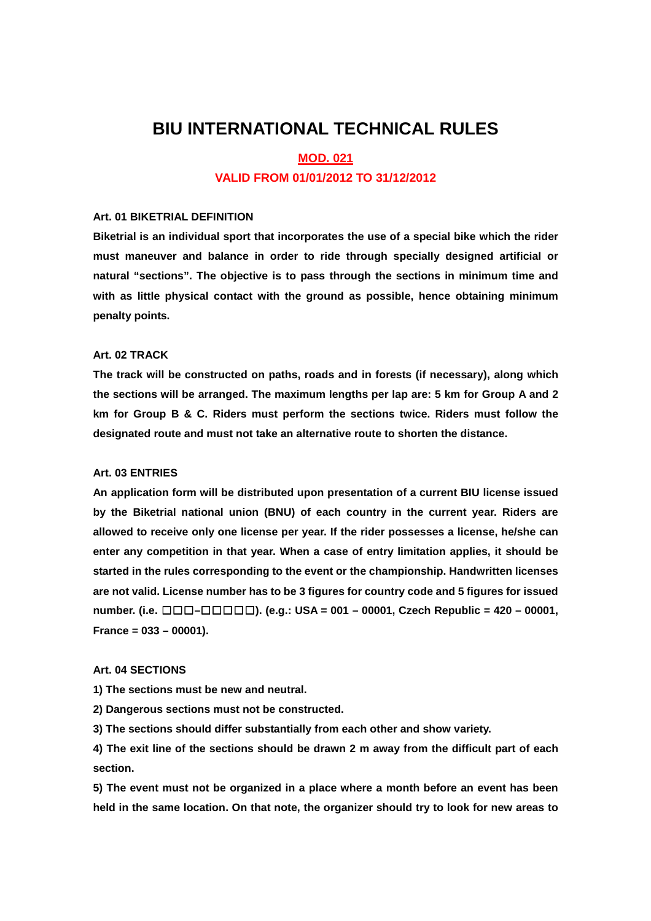# BIU INTERNATIONAL TECHNICAL RULES

**MOD. 021**

**VALID FROM 01/01/2012 TO 31/12/2012**

### Art. 01 BIKETRIAL DEFINITION

**Biketrial is an individual sport that incorporates the use of a special bike which the rider must maneuver and balance in order to ride through specially designed artificial or natural “sections”. The objective is to pass through the sections in minimum time and with as little physical contact with the ground as possible, hence obtaining minimum penalty points.**

### Art. 02 TRACK

**The track will be constructed on paths, roads and in forests (if necessary), along which the sections will be arranged. The maximum lengths per lap are: 5 km for Group A and 2 km for Group B & C. Riders must perform the sections twice. Riders must follow the designated route and must not take an alternative route to shorten the distance.**

### Art. 03 ENTRIES

**An application form will be distributed upon presentation of a current BIU license issued by the Biketrial national union (BNU) of each country in the current year. Riders are allowed to receive only one license per year. If the rider possesses a license, he/she can enter any competition in that year. When a case of entry limitation applies, it should be started in the rules corresponding to the event or the championship. Handwritten licenses are not valid. License number has to be 3 figures for country code and 5 figures for issued number. (i.e. □□□–□□□□□). (e.g.: USA = 001 – 00001, Czech Republic = 420 – 00001, France = 033 – 00001).**

### Art. 04 SECTIONS

**1) The sections must be new and neutral.**

**2) Dangerous sections must not be constructed.**

**3) The sections should differ substantially from each other and show variety.**

**4) The exit line of the sections should be drawn 2 m away from the difficult part of each section.**

**5) The event must not be organized in a place where a month before an event has been held in the same location. On that note, the organizer should try to look for new areas to**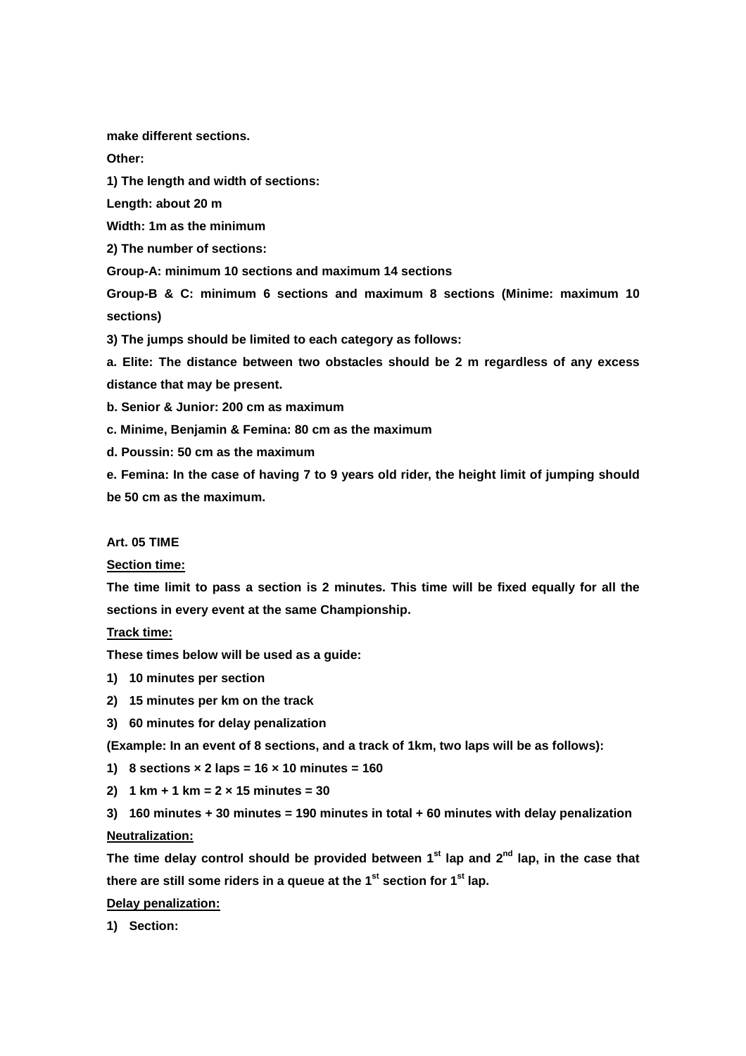**make different sections.**

**Other:**

**1) The length and width of sections:**

**Length: about 20 m**

**Width: 1m as the minimum**

**2) The number of sections:**

**Group-A: minimum 10 sections and maximum 14 sections**

**Group-B & C: minimum 6 sections and maximum 8 sections (Minime: maximum 10 sections)**

**3) The jumps should be limited to each category as follows:**

**a. Elite: The distance between two obstacles should be 2 m regardless of any excess distance that may be present.**

**b. Senior & Junior: 200 cm as maximum**

**c. Minime, Benjamin & Femina: 80 cm as the maximum**

**d. Poussin: 50 cm as the maximum**

**e. Femina: In the case of having 7 to 9 years old rider, the height limit of jumping should be 50 cm as the maximum.**

**Art. 05 TIME**

**<u>Section time:</u>**

**The time limit to pass a section is 2 minutes. This time will be fixed equally for all the sections in every event at the same Championship.**

**<u>Track time:</u>**

**These times below will be used as a guide:**

1) **10 minutes per section**
2) **15 minutes per km on the track**
3) **60 minutes for delay penalization**

**(Example: In an event of 8 sections, and a track of 1km, two laps will be as follows):**

1) **8 sections × 2 laps = 16 × 10 minutes = 160**
2) **1 km + 1 km = 2 × 15 minutes = 30**
3) **160 minutes + 30 minutes = 190 minutes in total + 60 minutes with delay penalization**

**<u>Neutralization:</u>**

**The time delay control should be provided between 1st lap and 2nd lap, in the case that there are still some riders in a queue at the 1st section for 1st lap.**

**<u>Delay penalization:</u>**

1) **Section:**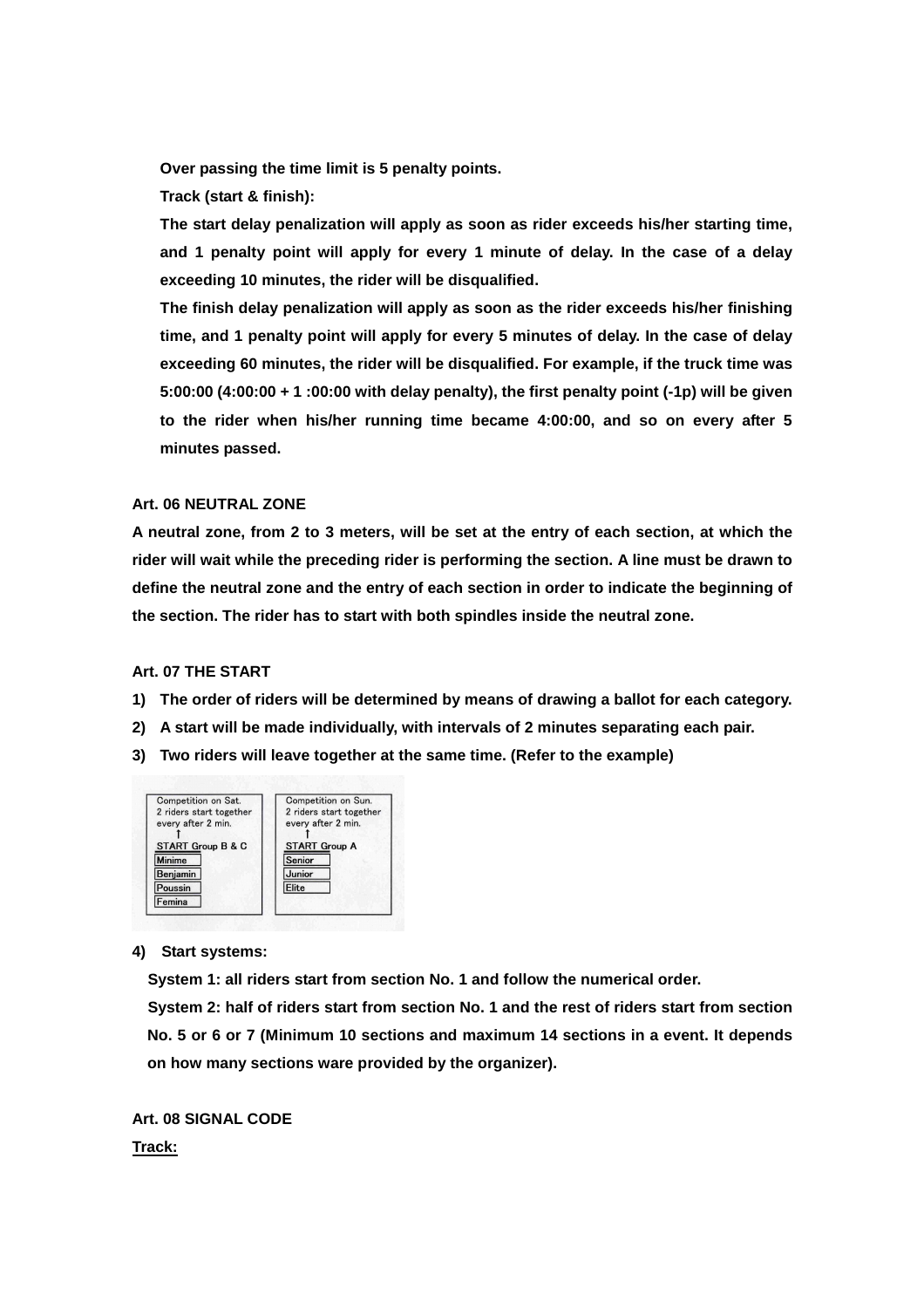Over passing the time limit is 5 penalty points.

Track (start & finish):

The start delay penalization will apply as soon as rider exceeds his/her starting time, and 1 penalty point will apply for every 1 minute of delay. In the case of a delay exceeding 10 minutes, the rider will be disqualified.

The finish delay penalization will apply as soon as the rider exceeds his/her finishing time, and 1 penalty point will apply for every 5 minutes of delay. In the case of delay exceeding 60 minutes, the rider will be disqualified. For example, if the truck time was 5:00:00 (4:00:00 + 1 :00:00 with delay penalty), the first penalty point (-1p) will be given to the rider when his/her running time became 4:00:00, and so on every after 5 minutes passed.

**Art. 06 NEUTRAL ZONE**

A neutral zone, from 2 to 3 meters, will be set at the entry of each section, at which the rider will wait while the preceding rider is performing the section. A line must be drawn to define the neutral zone and the entry of each section in order to indicate the beginning of the section. The rider has to start with both spindles inside the neutral zone.

**Art. 07 THE START**

1) The order of riders will be determined by means of drawing a ballot for each category.
2) A start will be made individually, with intervals of 2 minutes separating each pair.
3) Two riders will leave together at the same time. (Refer to the example)

| Competition on Sat. 2 riders start together every after 2 min. | Competition on Sun. 2 riders start together every after 2 min. |
|---|---|
| START Group B & C | START Group A |
| Minime | Senior |
| Benjamin | Junior |
| Poussin | Elite |
| Femina | |

4) Start systems:

System 1: all riders start from section No. 1 and follow the numerical order.

System 2: half of riders start from section No. 1 and the rest of riders start from section No. 5 or 6 or 7 (Minimum 10 sections and maximum 14 sections in a event. It depends on how many sections ware provided by the organizer).

**Art. 08 SIGNAL CODE**

**Track:**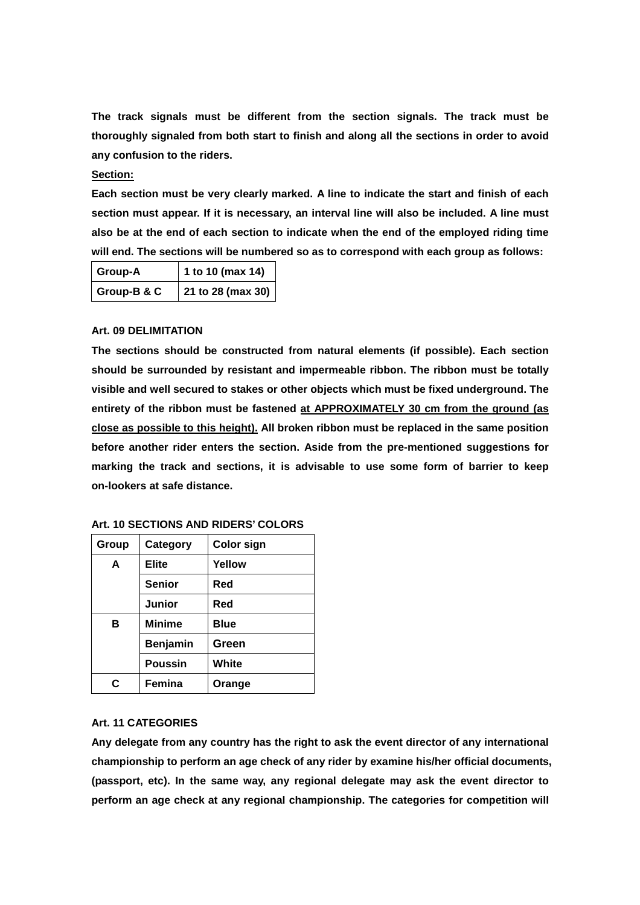**The track signals must be different from the section signals. The track must be thoroughly signaled from both start to finish and along all the sections in order to avoid any confusion to the riders.**

**Section:**

**Each section must be very clearly marked. A line to indicate the start and finish of each section must appear. If it is necessary, an interval line will also be included. A line must also be at the end of each section to indicate when the end of the employed riding time will end. The sections will be numbered so as to correspond with each group as follows:**

| Group-A | 1 to 10 (max 14) |
|---|---|
| Group-B & C | 21 to 28 (max 30) |

**Art. 09 DELIMITATION**

**The sections should be constructed from natural elements (if possible). Each section should be surrounded by resistant and impermeable ribbon. The ribbon must be totally visible and well secured to stakes or other objects which must be fixed underground. The entirety of the ribbon must be fastened at APPROXIMATELY 30 cm from the ground (as close as possible to this height). All broken ribbon must be replaced in the same position before another rider enters the section. Aside from the pre-mentioned suggestions for marking the track and sections, it is advisable to use some form of barrier to keep on-lookers at safe distance.**

**Art. 10 SECTIONS AND RIDERS' COLORS**

| Group | Category | Color sign |
|---|---|---|
| A | Elite | Yellow |
| | Senior | Red |
| | Junior | Red |
| B | Minime | Blue |
| | Benjamin | Green |
| | Poussin | White |
| C | Femina | Orange |

**Art. 11 CATEGORIES**

**Any delegate from any country has the right to ask the event director of any international championship to perform an age check of any rider by examine his/her official documents, (passport, etc). In the same way, any regional delegate may ask the event director to perform an age check at any regional championship. The categories for competition will**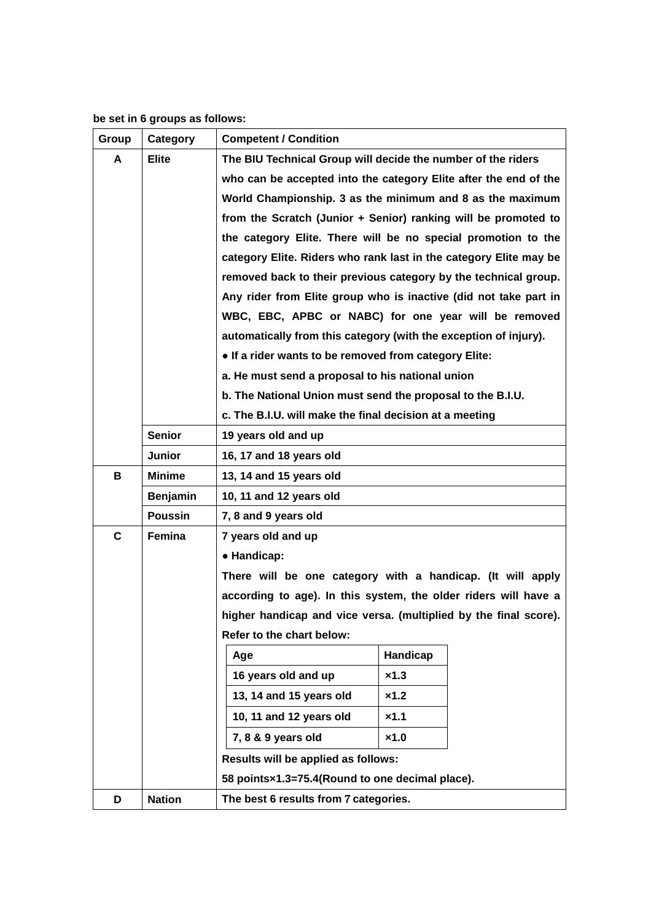**be set in 6 groups as follows:**

| Group | Category | Competent / Condition |
|---|---|---|
| **A** | **Elite** | **The BIU Technical Group will decide the number of the riders who can be accepted into the category Elite after the end of the World Championship. 3 as the minimum and 8 as the maximum from the Scratch (Junior + Senior) ranking will be promoted to the category Elite. There will be no special promotion to the category Elite. Riders who rank last in the category Elite may be removed back to their previous category by the technical group. Any rider from Elite group who is inactive (did not take part in WBC, EBC, APBC or NABC) for one year will be removed automatically from this category (with the exception of injury).**<br>**● If a rider wants to be removed from category Elite:**<br>**a. He must send a proposal to his national union**<br>**b. The National Union must send the proposal to the B.I.U.**<br>**c. The B.I.U. will make the final decision at a meeting** |
| | **Senior** | **19 years old and up** |
| | **Junior** | **16, 17 and 18 years old** |
| **B** | **Minime** | **13, 14 and 15 years old** |
| | **Benjamin** | **10, 11 and 12 years old** |
| | **Poussin** | **7, 8 and 9 years old** |
| **C** | **Femina** | **7 years old and up**<br>**● Handicap:**<br>**There will be one category with a handicap. (It will apply according to age). In this system, the older riders will have a higher handicap and vice versa. (multiplied by the final score). Refer to the chart below:**<br>**Age / Handicap:**<br>**16 years old and up — ×1.3**<br>**13, 14 and 15 years old — ×1.2**<br>**10, 11 and 12 years old — ×1.1**<br>**7, 8 & 9 years old — ×1.0**<br>**Results will be applied as follows:**<br>**58 points×1.3=75.4(Round to one decimal place).** |
| **D** | **Nation** | **The best 6 results from 7 categories.** |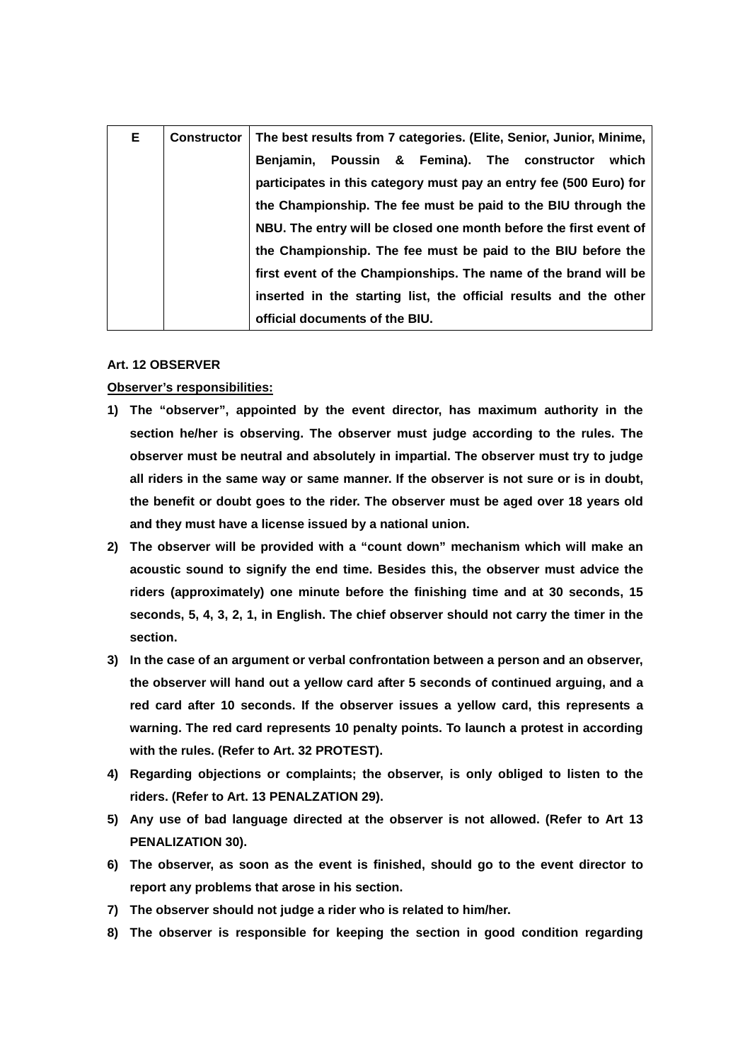| E | Constructor | The best results from 7 categories. (Elite, Senior, Junior, Minime, Benjamin, Poussin & Femina). The constructor which participates in this category must pay an entry fee (500 Euro) for the Championship. The fee must be paid to the BIU through the NBU. The entry will be closed one month before the first event of the Championship. The fee must be paid to the BIU before the first event of the Championships. The name of the brand will be inserted in the starting list, the official results and the other official documents of the BIU. |
|---|---|---|

**Art. 12 OBSERVER**

**<u>Observer's responsibilities:</u>**

1) **The "observer", appointed by the event director, has maximum authority in the section he/her is observing. The observer must judge according to the rules. The observer must be neutral and absolutely in impartial. The observer must try to judge all riders in the same way or same manner. If the observer is not sure or is in doubt, the benefit or doubt goes to the rider. The observer must be aged over 18 years old and they must have a license issued by a national union.**
2) **The observer will be provided with a "count down" mechanism which will make an acoustic sound to signify the end time. Besides this, the observer must advice the riders (approximately) one minute before the finishing time and at 30 seconds, 15 seconds, 5, 4, 3, 2, 1, in English. The chief observer should not carry the timer in the section.**
3) **In the case of an argument or verbal confrontation between a person and an observer, the observer will hand out a yellow card after 5 seconds of continued arguing, and a red card after 10 seconds. If the observer issues a yellow card, this represents a warning. The red card represents 10 penalty points. To launch a protest in according with the rules. (Refer to Art. 32 PROTEST).**
4) **Regarding objections or complaints; the observer, is only obliged to listen to the riders. (Refer to Art. 13 PENALZATION 29).**
5) **Any use of bad language directed at the observer is not allowed. (Refer to Art 13 PENALIZATION 30).**
6) **The observer, as soon as the event is finished, should go to the event director to report any problems that arose in his section.**
7) **The observer should not judge a rider who is related to him/her.**
8) **The observer is responsible for keeping the section in good condition regarding**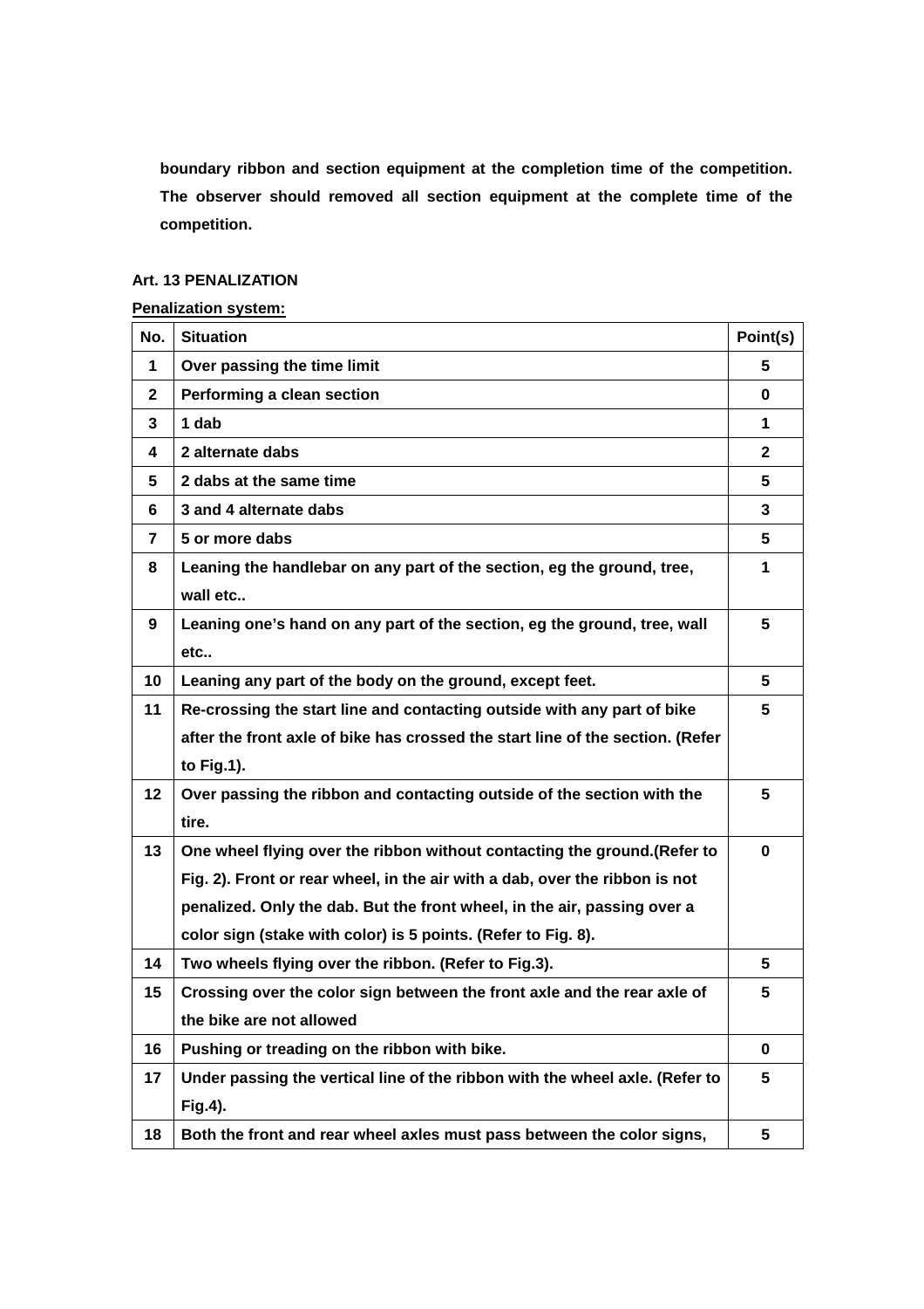**boundary ribbon and section equipment at the completion time of the competition. The observer should removed all section equipment at the complete time of the competition.**

**Art. 13 PENALIZATION**

**Penalization system:**

| No. | Situation | Point(s) |
|---|---|---|
| 1 | Over passing the time limit | 5 |
| 2 | Performing a clean section | 0 |
| 3 | 1 dab | 1 |
| 4 | 2 alternate dabs | 2 |
| 5 | 2 dabs at the same time | 5 |
| 6 | 3 and 4 alternate dabs | 3 |
| 7 | 5 or more dabs | 5 |
| 8 | Leaning the handlebar on any part of the section, eg the ground, tree, wall etc.. | 1 |
| 9 | Leaning one's hand on any part of the section, eg the ground, tree, wall etc.. | 5 |
| 10 | Leaning any part of the body on the ground, except feet. | 5 |
| 11 | Re-crossing the start line and contacting outside with any part of bike after the front axle of bike has crossed the start line of the section. (Refer to Fig.1). | 5 |
| 12 | Over passing the ribbon and contacting outside of the section with the tire. | 5 |
| 13 | One wheel flying over the ribbon without contacting the ground.(Refer to Fig. 2). Front or rear wheel, in the air with a dab, over the ribbon is not penalized. Only the dab. But the front wheel, in the air, passing over a color sign (stake with color) is 5 points. (Refer to Fig. 8). | 0 |
| 14 | Two wheels flying over the ribbon. (Refer to Fig.3). | 5 |
| 15 | Crossing over the color sign between the front axle and the rear axle of the bike are not allowed | 5 |
| 16 | Pushing or treading on the ribbon with bike. | 0 |
| 17 | Under passing the vertical line of the ribbon with the wheel axle. (Refer to Fig.4). | 5 |
| 18 | Both the front and rear wheel axles must pass between the color signs, | 5 |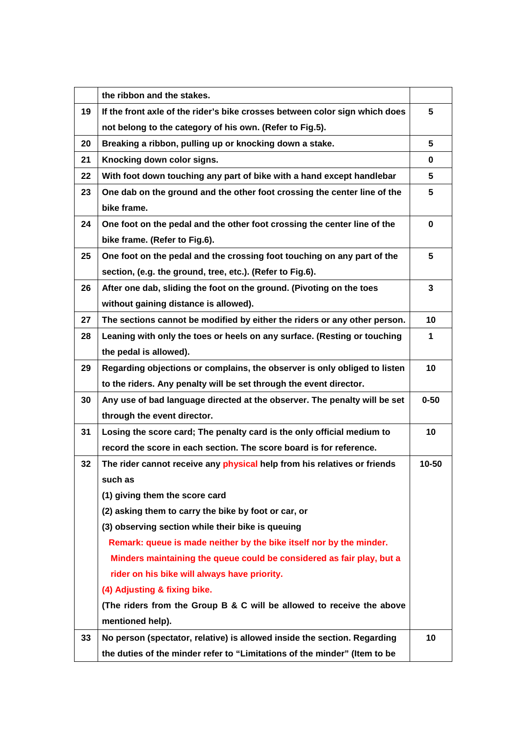| | | |
|---|---|---|
| | the ribbon and the stakes. | |
| 19 | If the front axle of the rider's bike crosses between color sign which does not belong to the category of his own. (Refer to Fig.5). | 5 |
| 20 | Breaking a ribbon, pulling up or knocking down a stake. | 5 |
| 21 | Knocking down color signs. | 0 |
| 22 | With foot down touching any part of bike with a hand except handlebar | 5 |
| 23 | One dab on the ground and the other foot crossing the center line of the bike frame. | 5 |
| 24 | One foot on the pedal and the other foot crossing the center line of the bike frame. (Refer to Fig.6). | 0 |
| 25 | One foot on the pedal and the crossing foot touching on any part of the section, (e.g. the ground, tree, etc.). (Refer to Fig.6). | 5 |
| 26 | After one dab, sliding the foot on the ground. (Pivoting on the toes without gaining distance is allowed). | 3 |
| 27 | The sections cannot be modified by either the riders or any other person. | 10 |
| 28 | Leaning with only the toes or heels on any surface. (Resting or touching the pedal is allowed). | 1 |
| 29 | Regarding objections or complains, the observer is only obliged to listen to the riders. Any penalty will be set through the event director. | 10 |
| 30 | Any use of bad language directed at the observer. The penalty will be set through the event director. | 0-50 |
| 31 | Losing the score card; The penalty card is the only official medium to record the score in each section. The score board is for reference. | 10 |
| 32 | The rider cannot receive any physical help from his relatives or friends such as<br>(1) giving them the score card<br>(2) asking them to carry the bike by foot or car, or<br>(3) observing section while their bike is queuing<br>Remark: queue is made neither by the bike itself nor by the minder. Minders maintaining the queue could be considered as fair play, but a rider on his bike will always have priority.<br>(4) Adjusting & fixing bike.<br>(The riders from the Group B & C will be allowed to receive the above mentioned help). | 10-50 |
| 33 | No person (spectator, relative) is allowed inside the section. Regarding the duties of the minder refer to "Limitations of the minder" (Item to be | 10 |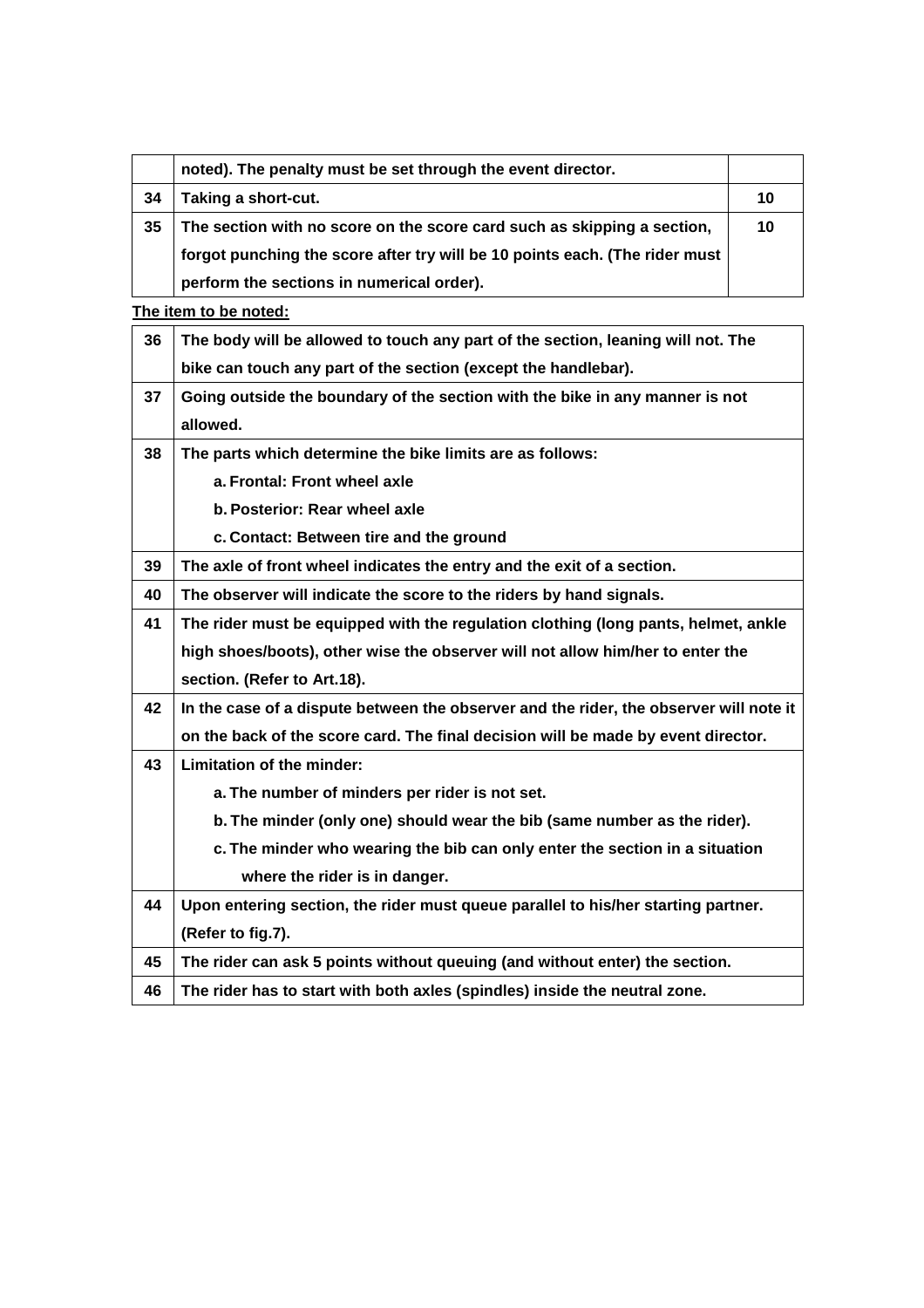| | | |
|---|---|---|
| | **noted). The penalty must be set through the event director.** | |
| **34** | **Taking a short-cut.** | **10** |
| **35** | **The section with no score on the score card such as skipping a section, forgot punching the score after try will be 10 points each. (The rider must perform the sections in numerical order).** | **10** |

**The item to be noted:**

| | |
|---|---|
| **36** | **The body will be allowed to touch any part of the section, leaning will not. The bike can touch any part of the section (except the handlebar).** |
| **37** | **Going outside the boundary of the section with the bike in any manner is not allowed.** |
| **38** | **The parts which determine the bike limits are as follows:**<br>**a. Frontal: Front wheel axle**<br>**b. Posterior: Rear wheel axle**<br>**c. Contact: Between tire and the ground** |
| **39** | **The axle of front wheel indicates the entry and the exit of a section.** |
| **40** | **The observer will indicate the score to the riders by hand signals.** |
| **41** | **The rider must be equipped with the regulation clothing (long pants, helmet, ankle high shoes/boots), other wise the observer will not allow him/her to enter the section. (Refer to Art.18).** |
| **42** | **In the case of a dispute between the observer and the rider, the observer will note it on the back of the score card. The final decision will be made by event director.** |
| **43** | **Limitation of the minder:**<br>**a. The number of minders per rider is not set.**<br>**b. The minder (only one) should wear the bib (same number as the rider).**<br>**c. The minder who wearing the bib can only enter the section in a situation where the rider is in danger.** |
| **44** | **Upon entering section, the rider must queue parallel to his/her starting partner. (Refer to fig.7).** |
| **45** | **The rider can ask 5 points without queuing (and without enter) the section.** |
| **46** | **The rider has to start with both axles (spindles) inside the neutral zone.** |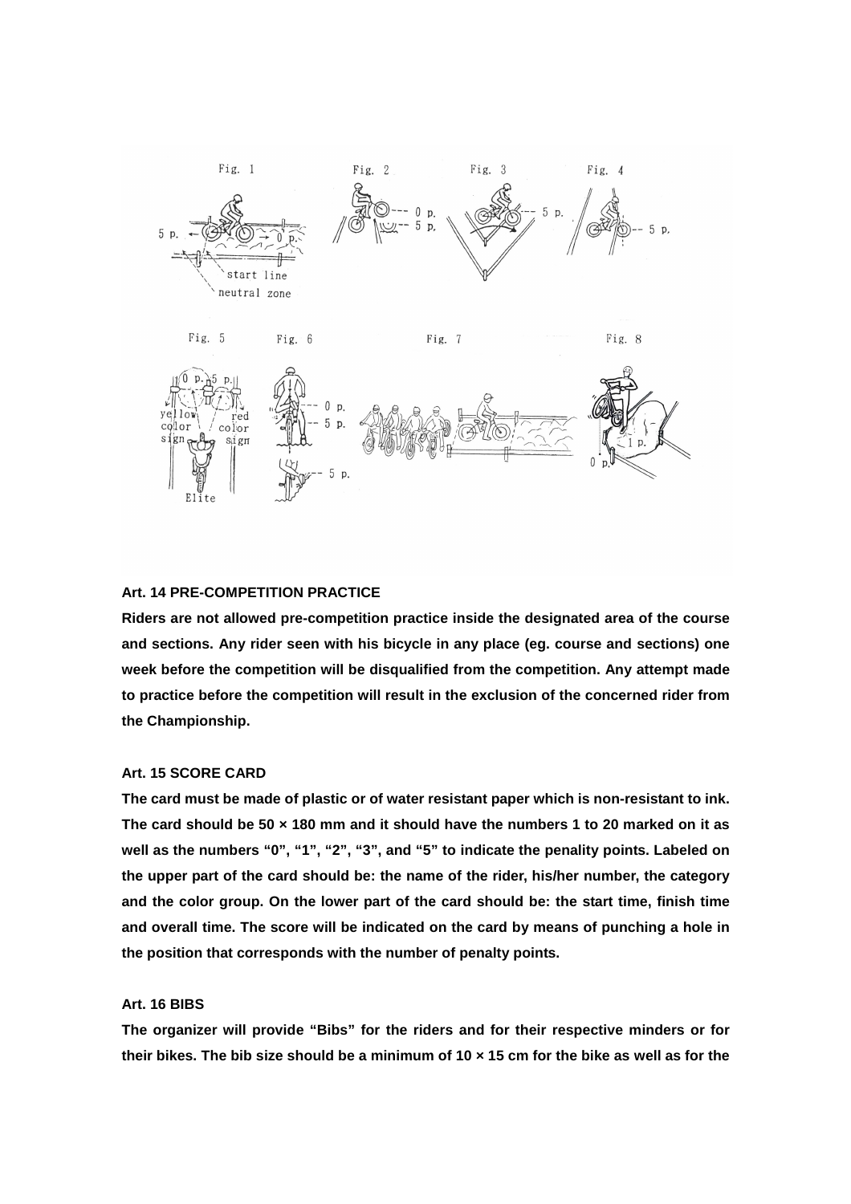Fig. 1 Fig. 2 Fig. 3 Fig. 4

Fig. 5 Fig. 6 Fig. 7 Fig. 8

### Art. 14 PRE-COMPETITION PRACTICE

**Riders are not allowed pre-competition practice inside the designated area of the course and sections. Any rider seen with his bicycle in any place (eg. course and sections) one week before the competition will be disqualified from the competition. Any attempt made to practice before the competition will result in the exclusion of the concerned rider from the Championship.**

### Art. 15 SCORE CARD

**The card must be made of plastic or of water resistant paper which is non-resistant to ink. The card should be 50 × 180 mm and it should have the numbers 1 to 20 marked on it as well as the numbers "0", "1", "2", "3", and "5" to indicate the penality points. Labeled on the upper part of the card should be: the name of the rider, his/her number, the category and the color group. On the lower part of the card should be: the start time, finish time and overall time. The score will be indicated on the card by means of punching a hole in the position that corresponds with the number of penalty points.**

### Art. 16 BIBS

**The organizer will provide "Bibs" for the riders and for their respective minders or for their bikes. The bib size should be a minimum of 10 × 15 cm for the bike as well as for the**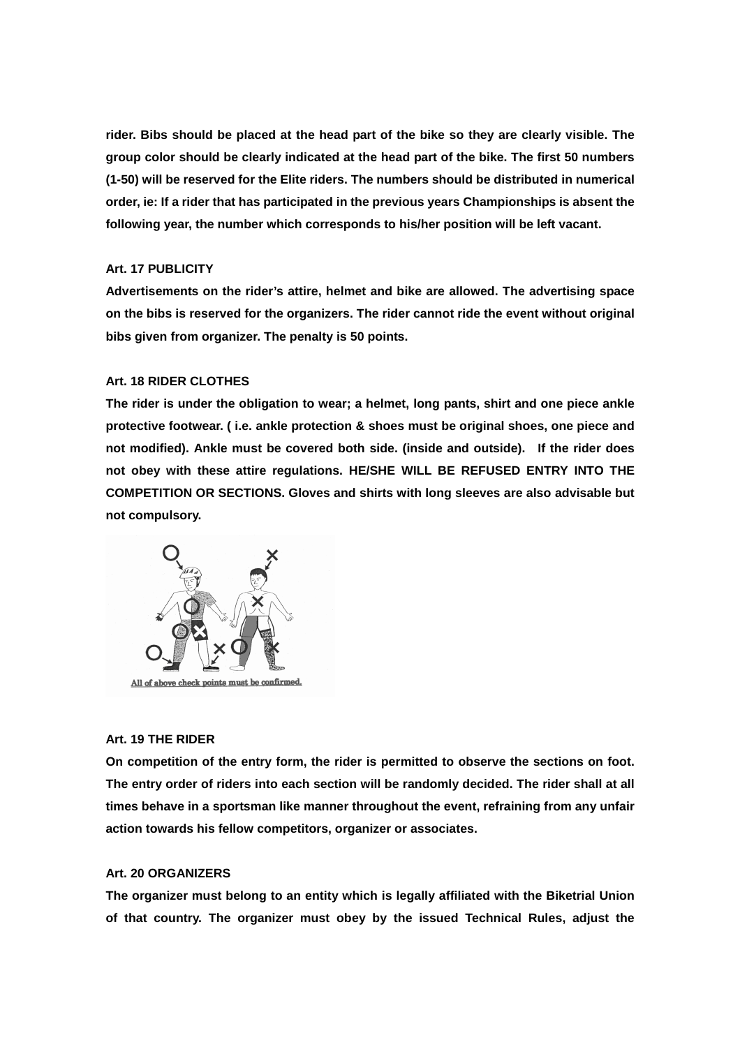**rider. Bibs should be placed at the head part of the bike so they are clearly visible. The group color should be clearly indicated at the head part of the bike. The first 50 numbers (1-50) will be reserved for the Elite riders. The numbers should be distributed in numerical order, ie: If a rider that has participated in the previous years Championships is absent the following year, the number which corresponds to his/her position will be left vacant.**

### Art. 17 PUBLICITY

**Advertisements on the rider's attire, helmet and bike are allowed. The advertising space on the bibs is reserved for the organizers. The rider cannot ride the event without original bibs given from organizer. The penalty is 50 points.**

### Art. 18 RIDER CLOTHES

**The rider is under the obligation to wear; a helmet, long pants, shirt and one piece ankle protective footwear. ( i.e. ankle protection & shoes must be original shoes, one piece and not modified). Ankle must be covered both side. (inside and outside). If the rider does not obey with these attire regulations. HE/SHE WILL BE REFUSED ENTRY INTO THE COMPETITION OR SECTIONS. Gloves and shirts with long sleeves are also advisable but not compulsory.**

All of above check points must be confirmed.

### Art. 19 THE RIDER

**On competition of the entry form, the rider is permitted to observe the sections on foot. The entry order of riders into each section will be randomly decided. The rider shall at all times behave in a sportsman like manner throughout the event, refraining from any unfair action towards his fellow competitors, organizer or associates.**

### Art. 20 ORGANIZERS

**The organizer must belong to an entity which is legally affiliated with the Biketrial Union of that country. The organizer must obey by the issued Technical Rules, adjust the**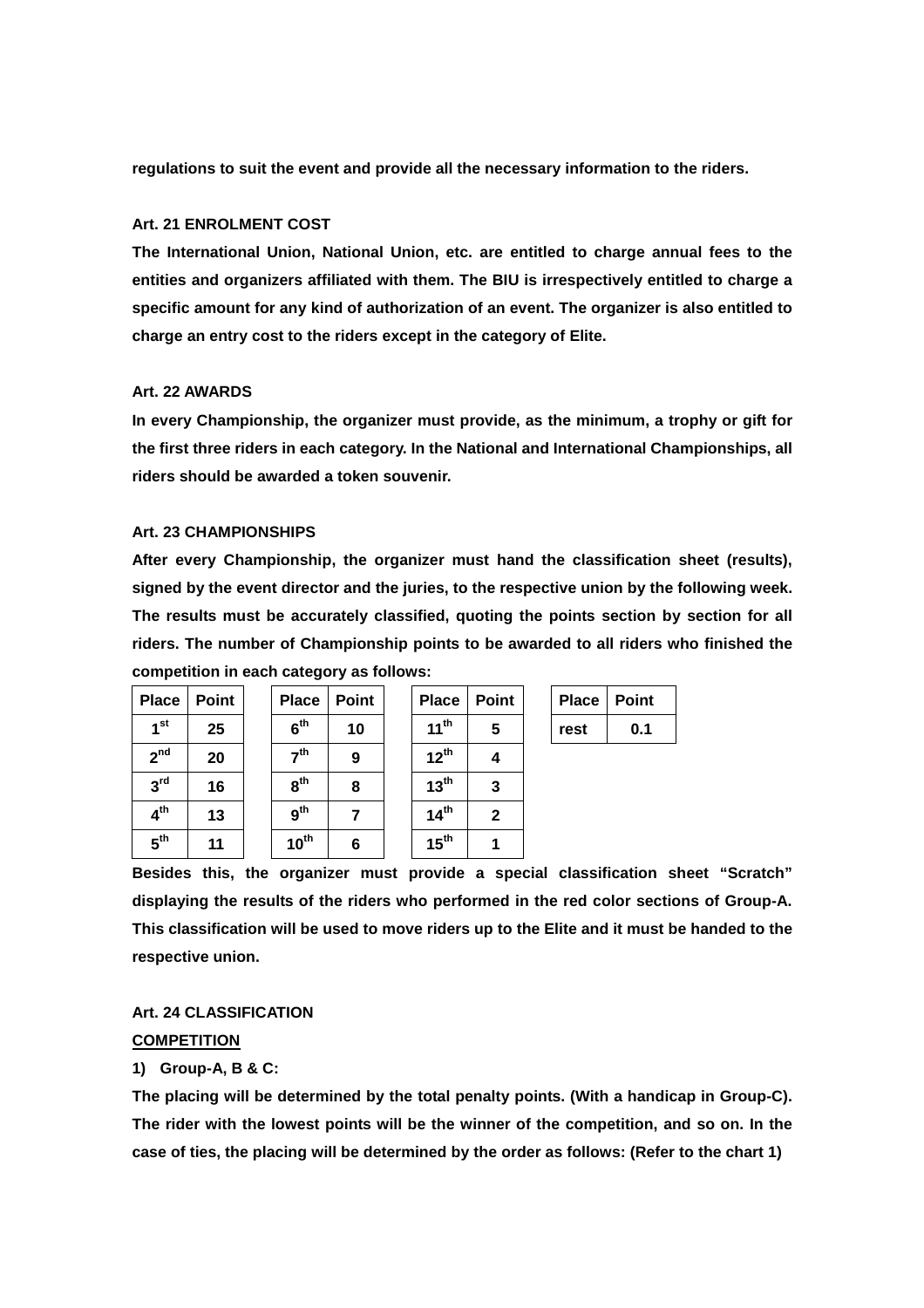**regulations to suit the event and provide all the necessary information to the riders.**

**Art. 21 ENROLMENT COST**

**The International Union, National Union, etc. are entitled to charge annual fees to the entities and organizers affiliated with them. The BIU is irrespectively entitled to charge a specific amount for any kind of authorization of an event. The organizer is also entitled to charge an entry cost to the riders except in the category of Elite.**

**Art. 22 AWARDS**

**In every Championship, the organizer must provide, as the minimum, a trophy or gift for the first three riders in each category. In the National and International Championships, all riders should be awarded a token souvenir.**

**Art. 23 CHAMPIONSHIPS**

**After every Championship, the organizer must hand the classification sheet (results), signed by the event director and the juries, to the respective union by the following week. The results must be accurately classified, quoting the points section by section for all riders. The number of Championship points to be awarded to all riders who finished the competition in each category as follows:**

| Place | Point |
|---|---|
| 1st | 25 |
| 2nd | 20 |
| 3rd | 16 |
| 4th | 13 |
| 5th | 11 |

| Place | Point |
|---|---|
| 6th | 10 |
| 7th | 9 |
| 8th | 8 |
| 9th | 7 |
| 10th | 6 |

| Place | Point |
|---|---|
| 11th | 5 |
| 12th | 4 |
| 13th | 3 |
| 14th | 2 |
| 15th | 1 |

| Place | Point |
|---|---|
| rest | 0.1 |

**Besides this, the organizer must provide a special classification sheet "Scratch" displaying the results of the riders who performed in the red color sections of Group-A. This classification will be used to move riders up to the Elite and it must be handed to the respective union.**

**Art. 24 CLASSIFICATION**

**COMPETITION**

**1) Group-A, B & C:**

**The placing will be determined by the total penalty points. (With a handicap in Group-C). The rider with the lowest points will be the winner of the competition, and so on. In the case of ties, the placing will be determined by the order as follows: (Refer to the chart 1)**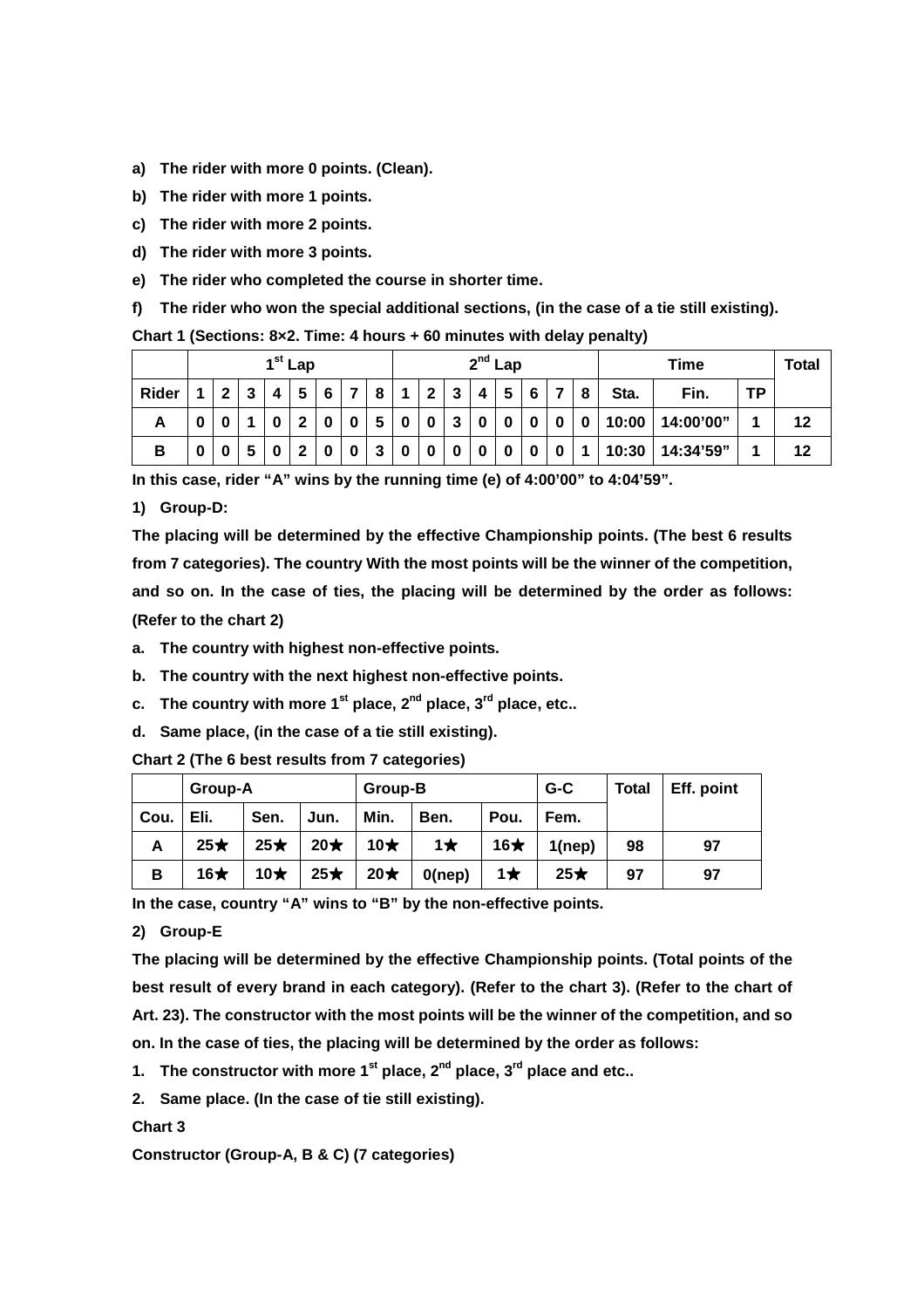a) **The rider with more 0 points. (Clean).**
b) **The rider with more 1 points.**
c) **The rider with more 2 points.**
d) **The rider with more 3 points.**
e) **The rider who completed the course in shorter time.**
f) **The rider who won the special additional sections, (in the case of a tie still existing).**

**Chart 1 (Sections: 8×2. Time: 4 hours + 60 minutes with delay penalty)**

| | 1st Lap | | | | | | | | 2nd Lap | | | | | | | | Time | | | Total |
|---|---|---|---|---|---|---|---|---|---|---|---|---|---|---|---|---|---|---|---|---|
| **Rider** | **1** | **2** | **3** | **4** | **5** | **6** | **7** | **8** | **1** | **2** | **3** | **4** | **5** | **6** | **7** | **8** | **Sta.** | **Fin.** | **TP** | |
| **A** | 0 | 0 | 1 | 0 | 2 | 0 | 0 | 5 | 0 | 0 | 3 | 0 | 0 | 0 | 0 | 0 | 10:00 | 14:00'00" | 1 | 12 |
| **B** | 0 | 0 | 5 | 0 | 2 | 0 | 0 | 3 | 0 | 0 | 0 | 0 | 0 | 0 | 0 | 1 | 10:30 | 14:34'59" | 1 | 12 |

**In this case, rider "A" wins by the running time (e) of 4:00'00" to 4:04'59".**

1) **Group-D:**

**The placing will be determined by the effective Championship points. (The best 6 results from 7 categories). The country With the most points will be the winner of the competition, and so on. In the case of ties, the placing will be determined by the order as follows: (Refer to the chart 2)**

a. **The country with highest non-effective points.**
b. **The country with the next highest non-effective points.**
c. **The country with more 1st place, 2nd place, 3rd place, etc..**
d. **Same place, (in the case of a tie still existing).**

**Chart 2 (The 6 best results from 7 categories)**

| | Group-A | | | Group-B | | | G-C | Total | Eff. point |
|---|---|---|---|---|---|---|---|---|---|
| **Cou.** | **Eli.** | **Sen.** | **Jun.** | **Min.** | **Ben.** | **Pou.** | **Fem.** | | |
| **A** | 25★ | 25★ | 20★ | 10★ | 1★ | 16★ | 1(nep) | 98 | 97 |
| **B** | 16★ | 10★ | 25★ | 20★ | 0(nep) | 1★ | 25★ | 97 | 97 |

**In the case, country "A" wins to "B" by the non-effective points.**

2) **Group-E**

**The placing will be determined by the effective Championship points. (Total points of the best result of every brand in each category). (Refer to the chart 3). (Refer to the chart of Art. 23). The constructor with the most points will be the winner of the competition, and so on. In the case of ties, the placing will be determined by the order as follows:**

1. **The constructor with more 1st place, 2nd place, 3rd place and etc..**
2. **Same place. (In the case of tie still existing).**

**Chart 3**

**Constructor (Group-A, B & C) (7 categories)**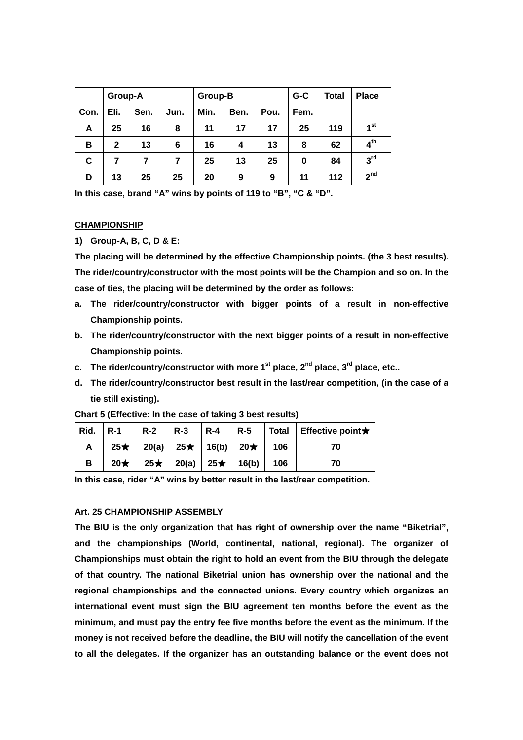| | Group-A | | | Group-B | | | G-C | Total | Place |
|---|---|---|---|---|---|---|---|---|---|
| Con. | Eli. | Sen. | Jun. | Min. | Ben. | Pou. | Fem. | | |
| A | 25 | 16 | 8 | 11 | 17 | 17 | 25 | 119 | 1st |
| B | 2 | 13 | 6 | 16 | 4 | 13 | 8 | 62 | 4th |
| C | 7 | 7 | 7 | 25 | 13 | 25 | 0 | 84 | 3rd |
| D | 13 | 25 | 25 | 20 | 9 | 9 | 11 | 112 | 2nd |

**In this case, brand "A" wins by points of 119 to "B", "C & "D".**

**CHAMPIONSHIP**

**1) Group-A, B, C, D & E:**

**The placing will be determined by the effective Championship points. (the 3 best results). The rider/country/constructor with the most points will be the Champion and so on. In the case of ties, the placing will be determined by the order as follows:**

**a. The rider/country/constructor with bigger points of a result in non-effective Championship points.**

**b. The rider/country/constructor with the next bigger points of a result in non-effective Championship points.**

**c. The rider/country/constructor with more 1st place, 2nd place, 3rd place, etc..**

**d. The rider/country/constructor best result in the last/rear competition, (in the case of a tie still existing).**

**Chart 5 (Effective: In the case of taking 3 best results)**

| Rid. | R-1 | R-2 | R-3 | R-4 | R-5 | Total | Effective point★ |
|---|---|---|---|---|---|---|---|
| A | 25★ | 20(a) | 25★ | 16(b) | 20★ | 106 | 70 |
| B | 20★ | 25★ | 20(a) | 25★ | 16(b) | 106 | 70 |

**In this case, rider "A" wins by better result in the last/rear competition.**

**Art. 25 CHAMPIONSHIP ASSEMBLY**

**The BIU is the only organization that has right of ownership over the name "Biketrial", and the championships (World, continental, national, regional). The organizer of Championships must obtain the right to hold an event from the BIU through the delegate of that country. The national Biketrial union has ownership over the national and the regional championships and the connected unions. Every country which organizes an international event must sign the BIU agreement ten months before the event as the minimum, and must pay the entry fee five months before the event as the minimum. If the money is not received before the deadline, the BIU will notify the cancellation of the event to all the delegates. If the organizer has an outstanding balance or the event does not**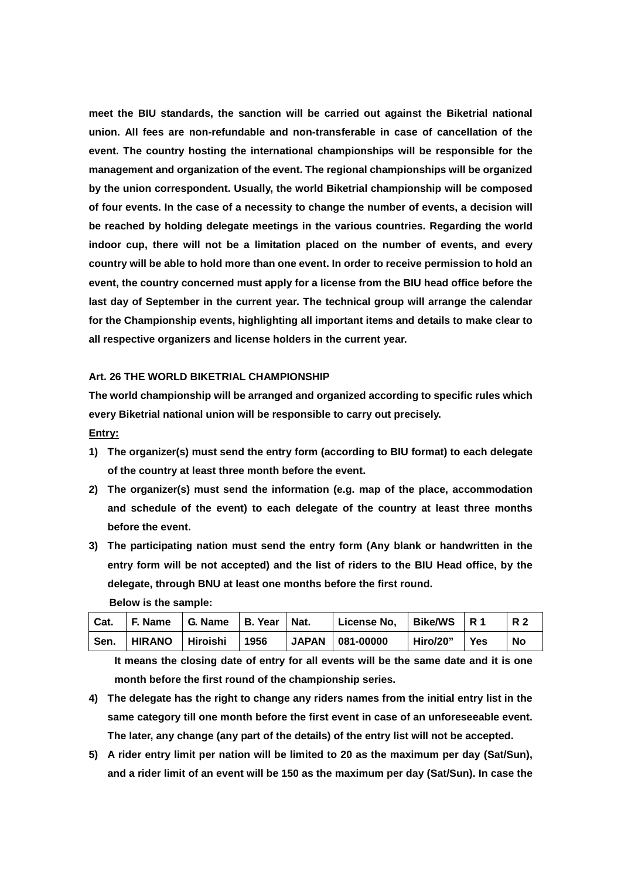**meet the BIU standards, the sanction will be carried out against the Biketrial national union. All fees are non-refundable and non-transferable in case of cancellation of the event. The country hosting the international championships will be responsible for the management and organization of the event. The regional championships will be organized by the union correspondent. Usually, the world Biketrial championship will be composed of four events. In the case of a necessity to change the number of events, a decision will be reached by holding delegate meetings in the various countries. Regarding the world indoor cup, there will not be a limitation placed on the number of events, and every country will be able to hold more than one event. In order to receive permission to hold an event, the country concerned must apply for a license from the BIU head office before the last day of September in the current year. The technical group will arrange the calendar for the Championship events, highlighting all important items and details to make clear to all respective organizers and license holders in the current year.**

**Art. 26 THE WORLD BIKETRIAL CHAMPIONSHIP**

**The world championship will be arranged and organized according to specific rules which every Biketrial national union will be responsible to carry out precisely.**

**<u>Entry:</u>**

1) **The organizer(s) must send the entry form (according to BIU format) to each delegate of the country at least three month before the event.**
2) **The organizer(s) must send the information (e.g. map of the place, accommodation and schedule of the event) to each delegate of the country at least three months before the event.**
3) **The participating nation must send the entry form (Any blank or handwritten in the entry form will be not accepted) and the list of riders to the BIU Head office, by the delegate, through BNU at least one months before the first round.**

   **Below is the sample:**

| Cat. | F. Name | G. Name | B. Year | Nat. | License No, | Bike/WS | R 1 | R 2 |
|---|---|---|---|---|---|---|---|---|
| Sen. | HIRANO | Hiroishi | 1956 | JAPAN | 081-00000 | Hiro/20” | Yes | No |

   **It means the closing date of entry for all events will be the same date and it is one month before the first round of the championship series.**

4) **The delegate has the right to change any riders names from the initial entry list in the same category till one month before the first event in case of an unforeseeable event. The later, any change (any part of the details) of the entry list will not be accepted.**
5) **A rider entry limit per nation will be limited to 20 as the maximum per day (Sat/Sun), and a rider limit of an event will be 150 as the maximum per day (Sat/Sun). In case the**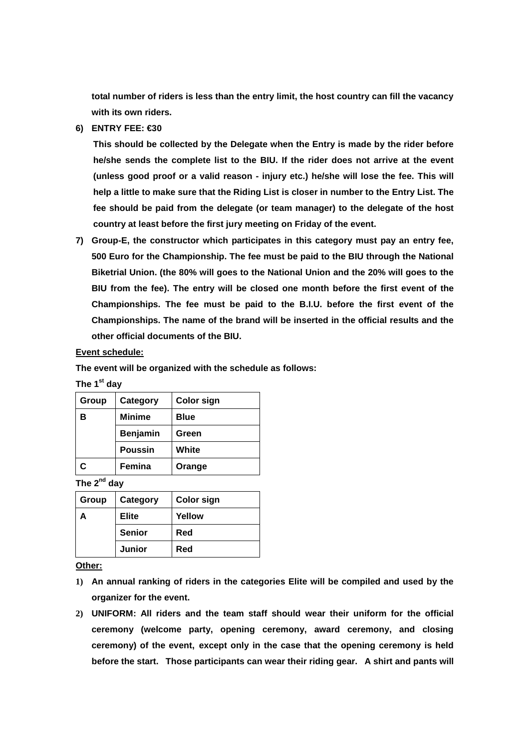**total number of riders is less than the entry limit, the host country can fill the vacancy with its own riders.**

6) **ENTRY FEE: €30**

   **This should be collected by the Delegate when the Entry is made by the rider before he/she sends the complete list to the BIU. If the rider does not arrive at the event (unless good proof or a valid reason - injury etc.) he/she will lose the fee. This will help a little to make sure that the Riding List is closer in number to the Entry List. The fee should be paid from the delegate (or team manager) to the delegate of the host country at least before the first jury meeting on Friday of the event.**

7) **Group-E, the constructor which participates in this category must pay an entry fee, 500 Euro for the Championship. The fee must be paid to the BIU through the National Biketrial Union. (the 80% will goes to the National Union and the 20% will goes to the BIU from the fee). The entry will be closed one month before the first event of the Championships. The fee must be paid to the B.I.U. before the first event of the Championships. The name of the brand will be inserted in the official results and the other official documents of the BIU.**

**Event schedule:**

**The event will be organized with the schedule as follows:**

**The 1st day**

| Group | Category | Color sign |
|---|---|---|
| B | Minime | Blue |
| | Benjamin | Green |
| | Poussin | White |
| C | Femina | Orange |

**The 2nd day**

| Group | Category | Color sign |
|---|---|---|
| A | Elite | Yellow |
| | Senior | Red |
| | Junior | Red |

**Other:**

1) **An annual ranking of riders in the categories Elite will be compiled and used by the organizer for the event.**
2) **UNIFORM: All riders and the team staff should wear their uniform for the official ceremony (welcome party, opening ceremony, award ceremony, and closing ceremony) of the event, except only in the case that the opening ceremony is held before the start. Those participants can wear their riding gear. A shirt and pants will**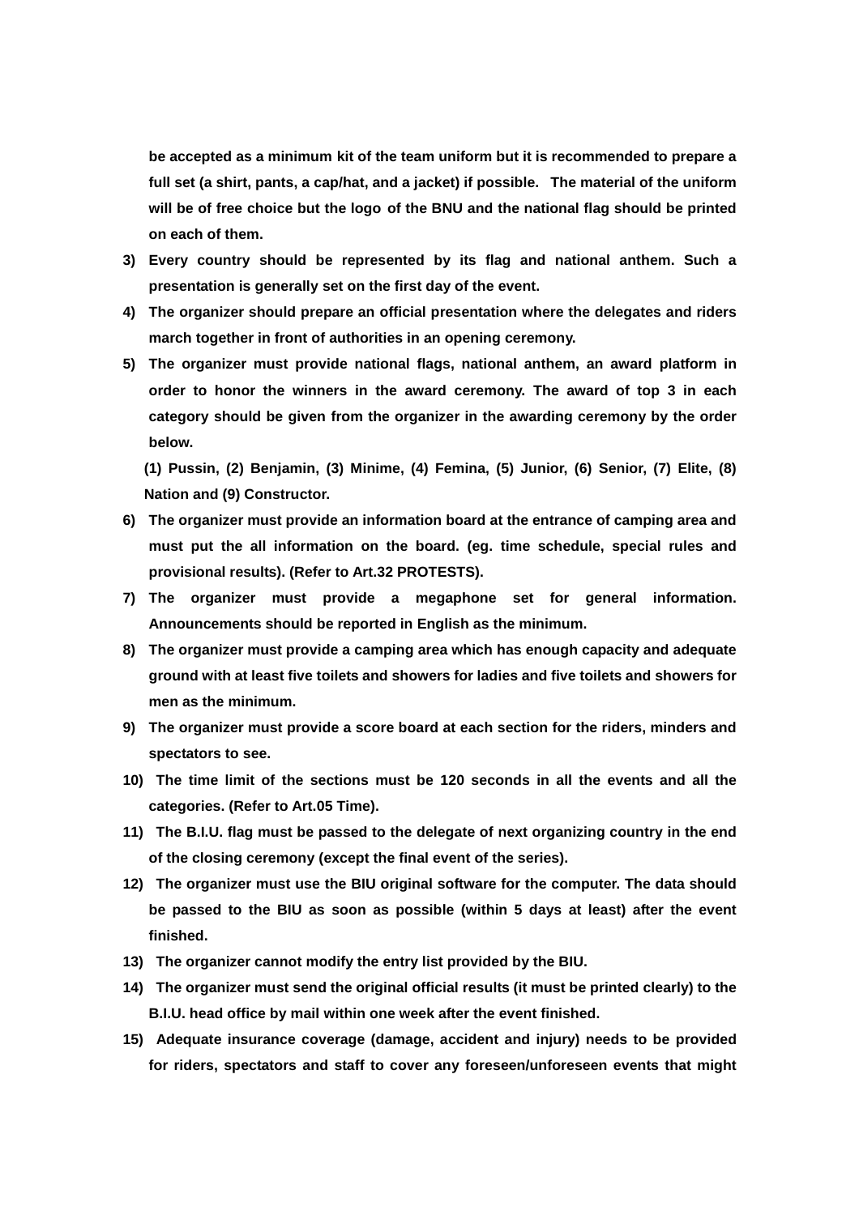**be accepted as a minimum kit of the team uniform but it is recommended to prepare a full set (a shirt, pants, a cap/hat, and a jacket) if possible. The material of the uniform will be of free choice but the logo of the BNU and the national flag should be printed on each of them.**

3) **Every country should be represented by its flag and national anthem. Such a presentation is generally set on the first day of the event.**
4) **The organizer should prepare an official presentation where the delegates and riders march together in front of authorities in an opening ceremony.**
5) **The organizer must provide national flags, national anthem, an award platform in order to honor the winners in the award ceremony. The award of top 3 in each category should be given from the organizer in the awarding ceremony by the order below.**

   **(1) Pussin, (2) Benjamin, (3) Minime, (4) Femina, (5) Junior, (6) Senior, (7) Elite, (8) Nation and (9) Constructor.**
6) **The organizer must provide an information board at the entrance of camping area and must put the all information on the board. (eg. time schedule, special rules and provisional results). (Refer to Art.32 PROTESTS).**
7) **The organizer must provide a megaphone set for general information. Announcements should be reported in English as the minimum.**
8) **The organizer must provide a camping area which has enough capacity and adequate ground with at least five toilets and showers for ladies and five toilets and showers for men as the minimum.**
9) **The organizer must provide a score board at each section for the riders, minders and spectators to see.**
10) **The time limit of the sections must be 120 seconds in all the events and all the categories. (Refer to Art.05 Time).**
11) **The B.I.U. flag must be passed to the delegate of next organizing country in the end of the closing ceremony (except the final event of the series).**
12) **The organizer must use the BIU original software for the computer. The data should be passed to the BIU as soon as possible (within 5 days at least) after the event finished.**
13) **The organizer cannot modify the entry list provided by the BIU.**
14) **The organizer must send the original official results (it must be printed clearly) to the B.I.U. head office by mail within one week after the event finished.**
15) **Adequate insurance coverage (damage, accident and injury) needs to be provided for riders, spectators and staff to cover any foreseen/unforeseen events that might**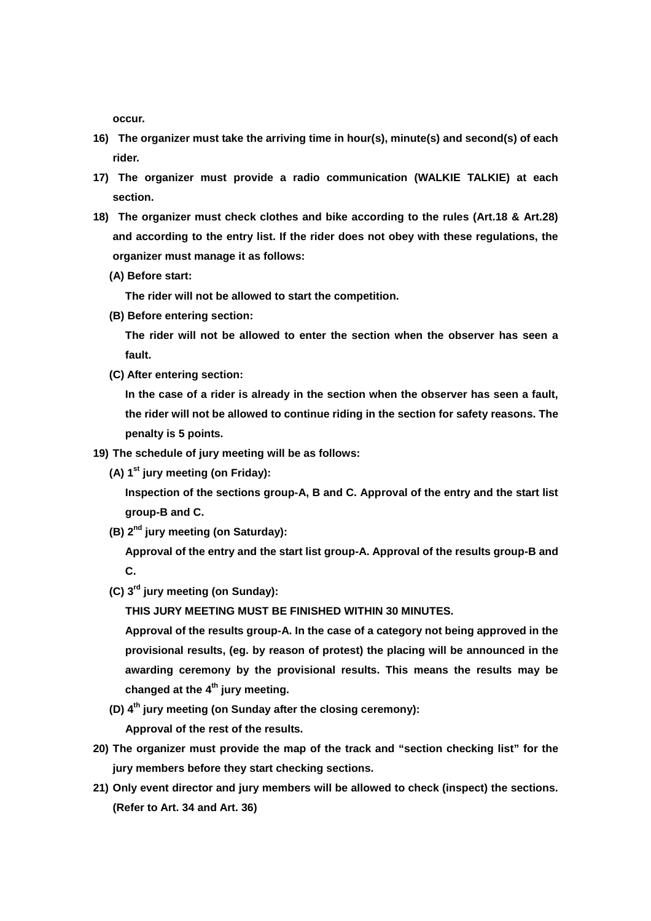**occur.**

16) **The organizer must take the arriving time in hour(s), minute(s) and second(s) of each rider.**

17) **The organizer must provide a radio communication (WALKIE TALKIE) at each section.**

18) **The organizer must check clothes and bike according to the rules (Art.18 & Art.28) and according to the entry list. If the rider does not obey with these regulations, the organizer must manage it as follows:**

   **(A) Before start:**

   **The rider will not be allowed to start the competition.**

   **(B) Before entering section:**

   **The rider will not be allowed to enter the section when the observer has seen a fault.**

   **(C) After entering section:**

   **In the case of a rider is already in the section when the observer has seen a fault, the rider will not be allowed to continue riding in the section for safety reasons. The penalty is 5 points.**

19) **The schedule of jury meeting will be as follows:**

   **(A) 1st jury meeting (on Friday):**

   **Inspection of the sections group-A, B and C. Approval of the entry and the start list group-B and C.**

   **(B) 2nd jury meeting (on Saturday):**

   **Approval of the entry and the start list group-A. Approval of the results group-B and C.**

   **(C) 3rd jury meeting (on Sunday):**

   **THIS JURY MEETING MUST BE FINISHED WITHIN 30 MINUTES.**

   **Approval of the results group-A. In the case of a category not being approved in the provisional results, (eg. by reason of protest) the placing will be announced in the awarding ceremony by the provisional results. This means the results may be changed at the 4th jury meeting.**

   **(D) 4th jury meeting (on Sunday after the closing ceremony):**

   **Approval of the rest of the results.**

20) **The organizer must provide the map of the track and "section checking list" for the jury members before they start checking sections.**

21) **Only event director and jury members will be allowed to check (inspect) the sections. (Refer to Art. 34 and Art. 36)**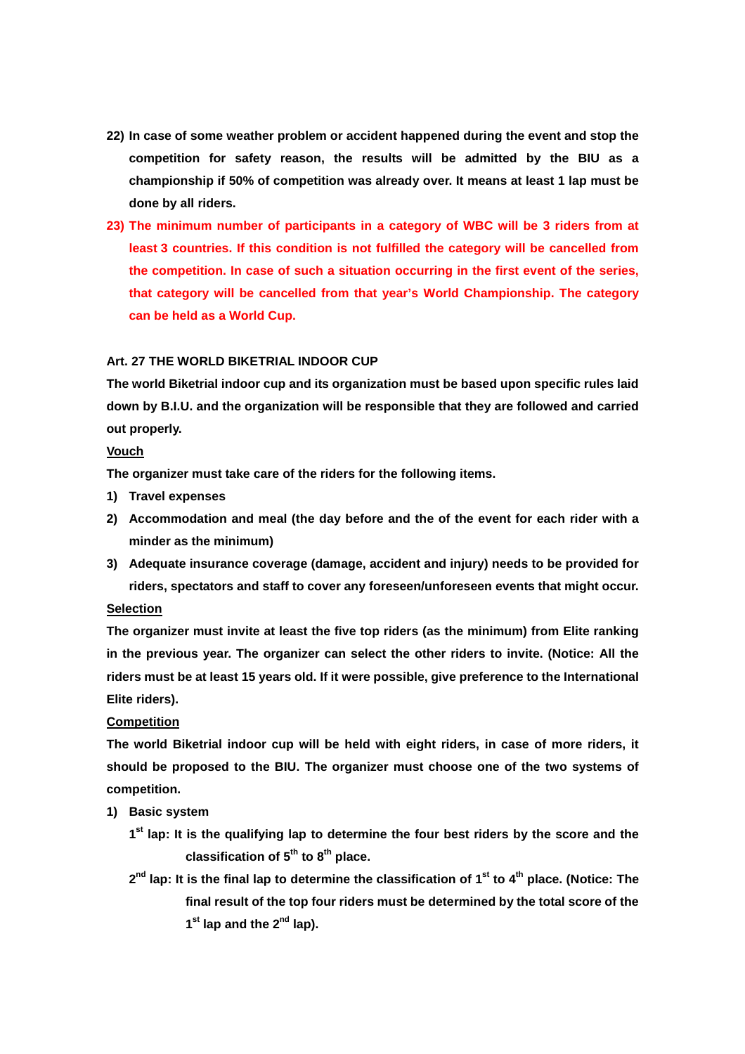22) **In case of some weather problem or accident happened during the event and stop the competition for safety reason, the results will be admitted by the BIU as a championship if 50% of competition was already over. It means at least 1 lap must be done by all riders.**

23) **The minimum number of participants in a category of WBC will be 3 riders from at least 3 countries. If this condition is not fulfilled the category will be cancelled from the competition. In case of such a situation occurring in the first event of the series, that category will be cancelled from that year's World Championship. The category can be held as a World Cup.**

## Art. 27 THE WORLD BIKETRIAL INDOOR CUP

**The world Biketrial indoor cup and its organization must be based upon specific rules laid down by B.I.U. and the organization will be responsible that they are followed and carried out properly.**

### Vouch

**The organizer must take care of the riders for the following items.**

1) **Travel expenses**
2) **Accommodation and meal (the day before and the of the event for each rider with a minder as the minimum)**
3) **Adequate insurance coverage (damage, accident and injury) needs to be provided for riders, spectators and staff to cover any foreseen/unforeseen events that might occur.**

### Selection

**The organizer must invite at least the five top riders (as the minimum) from Elite ranking in the previous year. The organizer can select the other riders to invite. (Notice: All the riders must be at least 15 years old. If it were possible, give preference to the International Elite riders).**

### Competition

**The world Biketrial indoor cup will be held with eight riders, in case of more riders, it should be proposed to the BIU. The organizer must choose one of the two systems of competition.**

1) **Basic system**

   **1st lap: It is the qualifying lap to determine the four best riders by the score and the classification of 5th to 8th place.**

   **2nd lap: It is the final lap to determine the classification of 1st to 4th place. (Notice: The final result of the top four riders must be determined by the total score of the 1st lap and the 2nd lap).**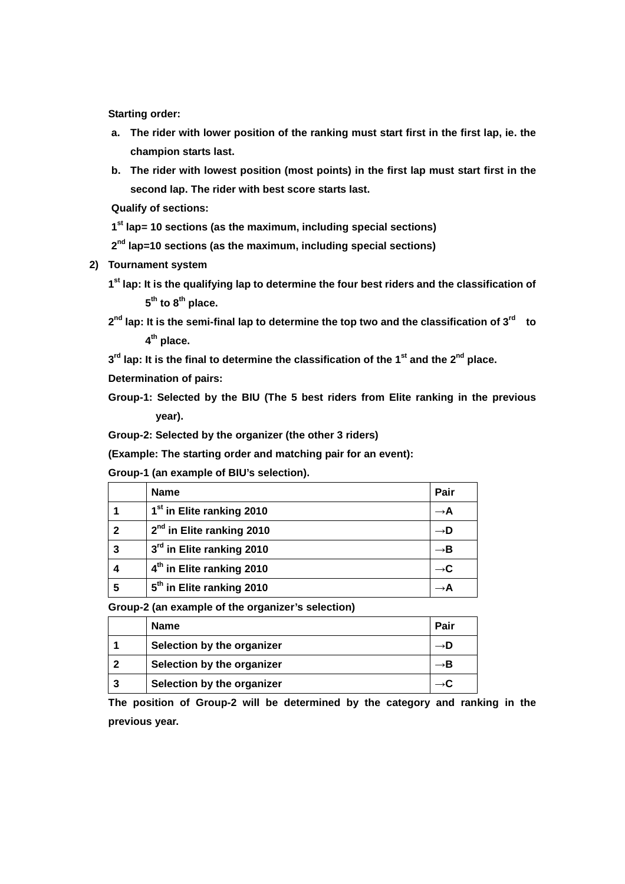**Starting order:**

a. **The rider with lower position of the ranking must start first in the first lap, ie. the champion starts last.**
b. **The rider with lowest position (most points) in the first lap must start first in the second lap. The rider with best score starts last.**

**Qualify of sections:**

**1st lap= 10 sections (as the maximum, including special sections)**

**2nd lap=10 sections (as the maximum, including special sections)**

2) **Tournament system**

**1st lap: It is the qualifying lap to determine the four best riders and the classification of 5th to 8th place.**

**2nd lap: It is the semi-final lap to determine the top two and the classification of 3rd to 4th place.**

**3rd lap: It is the final to determine the classification of the 1st and the 2nd place.**

**Determination of pairs:**

**Group-1: Selected by the BIU (The 5 best riders from Elite ranking in the previous year).**

**Group-2: Selected by the organizer (the other 3 riders)**

**(Example: The starting order and matching pair for an event):**

**Group-1 (an example of BIU's selection).**

| | Name | Pair |
|---|---|---|
| 1 | 1st in Elite ranking 2010 | →A |
| 2 | 2nd in Elite ranking 2010 | →D |
| 3 | 3rd in Elite ranking 2010 | →B |
| 4 | 4th in Elite ranking 2010 | →C |
| 5 | 5th in Elite ranking 2010 | →A |

**Group-2 (an example of the organizer's selection)**

| | Name | Pair |
|---|---|---|
| 1 | Selection by the organizer | →D |
| 2 | Selection by the organizer | →B |
| 3 | Selection by the organizer | →C |

**The position of Group-2 will be determined by the category and ranking in the previous year.**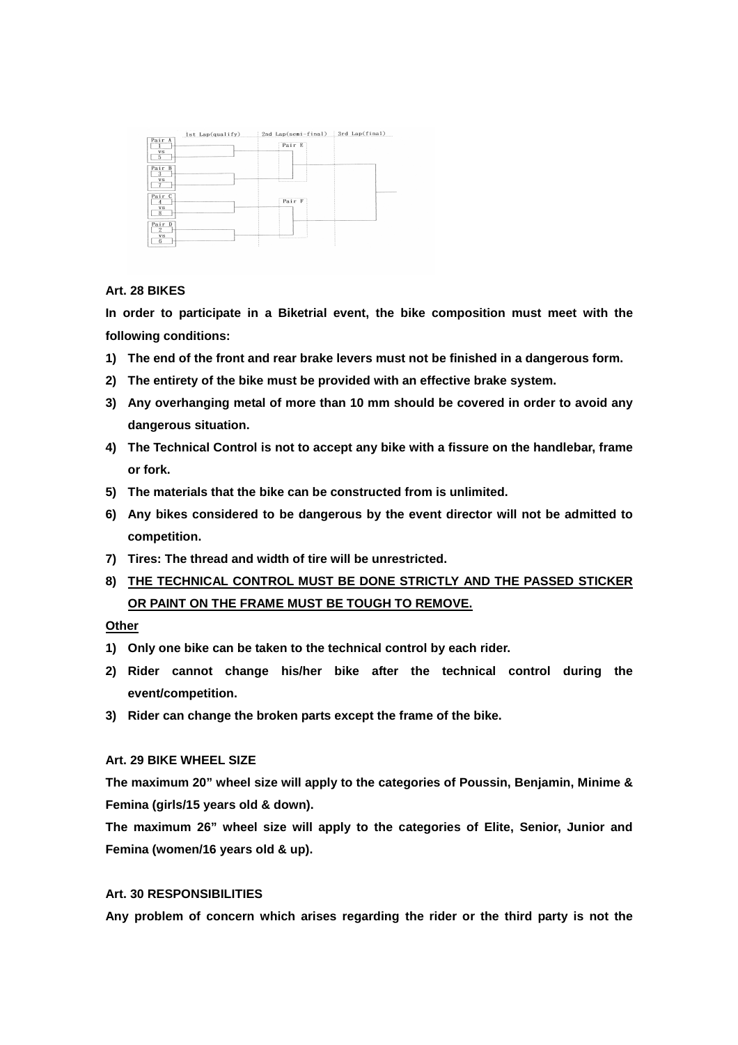| 1st Lap(qualify) | 2nd Lap(semi-final) | 3rd Lap(final) |
|---|---|---|
| Pair A: 1 vs 5 | Pair E | |
| Pair B: 3 vs 7 | | |
| Pair C: 4 vs 8 | Pair F | |
| Pair D: 2 vs 6 | | |

**Art. 28 BIKES**

**In order to participate in a Biketrial event, the bike composition must meet with the following conditions:**

1) **The end of the front and rear brake levers must not be finished in a dangerous form.**
2) **The entirety of the bike must be provided with an effective brake system.**
3) **Any overhanging metal of more than 10 mm should be covered in order to avoid any dangerous situation.**
4) **The Technical Control is not to accept any bike with a fissure on the handlebar, frame or fork.**
5) **The materials that the bike can be constructed from is unlimited.**
6) **Any bikes considered to be dangerous by the event director will not be admitted to competition.**
7) **Tires: The thread and width of tire will be unrestricted.**
8) **<u>THE TECHNICAL CONTROL MUST BE DONE STRICTLY AND THE PASSED STICKER OR PAINT ON THE FRAME MUST BE TOUGH TO REMOVE.</u>**

**<u>Other</u>**

1) **Only one bike can be taken to the technical control by each rider.**
2) **Rider cannot change his/her bike after the technical control during the event/competition.**
3) **Rider can change the broken parts except the frame of the bike.**

**Art. 29 BIKE WHEEL SIZE**

**The maximum 20" wheel size will apply to the categories of Poussin, Benjamin, Minime & Femina (girls/15 years old & down).**

**The maximum 26" wheel size will apply to the categories of Elite, Senior, Junior and Femina (women/16 years old & up).**

**Art. 30 RESPONSIBILITIES**

**Any problem of concern which arises regarding the rider or the third party is not the**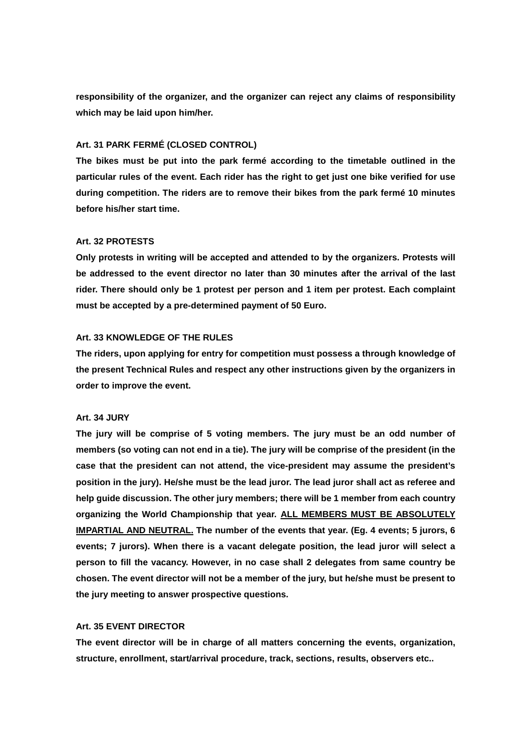**responsibility of the organizer, and the organizer can reject any claims of responsibility which may be laid upon him/her.**

### Art. 31 PARK FERMÉ (CLOSED CONTROL)

**The bikes must be put into the park fermé according to the timetable outlined in the particular rules of the event. Each rider has the right to get just one bike verified for use during competition. The riders are to remove their bikes from the park fermé 10 minutes before his/her start time.**

### Art. 32 PROTESTS

**Only protests in writing will be accepted and attended to by the organizers. Protests will be addressed to the event director no later than 30 minutes after the arrival of the last rider. There should only be 1 protest per person and 1 item per protest. Each complaint must be accepted by a pre-determined payment of 50 Euro.**

### Art. 33 KNOWLEDGE OF THE RULES

**The riders, upon applying for entry for competition must possess a through knowledge of the present Technical Rules and respect any other instructions given by the organizers in order to improve the event.**

### Art. 34 JURY

**The jury will be comprise of 5 voting members. The jury must be an odd number of members (so voting can not end in a tie). The jury will be comprise of the president (in the case that the president can not attend, the vice-president may assume the president's position in the jury). He/she must be the lead juror. The lead juror shall act as referee and help guide discussion. The other jury members; there will be 1 member from each country organizing the World Championship that year. <u>ALL MEMBERS MUST BE ABSOLUTELY IMPARTIAL AND NEUTRAL.</u> The number of the events that year. (Eg. 4 events; 5 jurors, 6 events; 7 jurors). When there is a vacant delegate position, the lead juror will select a person to fill the vacancy. However, in no case shall 2 delegates from same country be chosen. The event director will not be a member of the jury, but he/she must be present to the jury meeting to answer prospective questions.**

### Art. 35 EVENT DIRECTOR

**The event director will be in charge of all matters concerning the events, organization, structure, enrollment, start/arrival procedure, track, sections, results, observers etc..**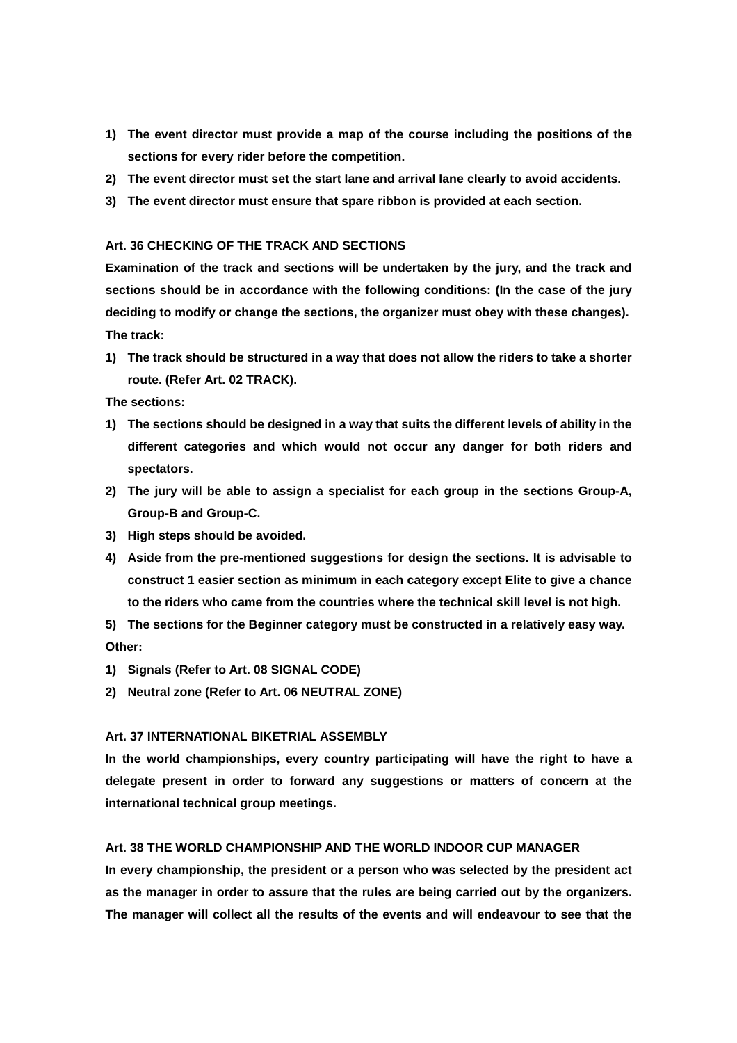1) **The event director must provide a map of the course including the positions of the sections for every rider before the competition.**
2) **The event director must set the start lane and arrival lane clearly to avoid accidents.**
3) **The event director must ensure that spare ribbon is provided at each section.**

**Art. 36 CHECKING OF THE TRACK AND SECTIONS**

**Examination of the track and sections will be undertaken by the jury, and the track and sections should be in accordance with the following conditions: (In the case of the jury deciding to modify or change the sections, the organizer must obey with these changes).**

**The track:**

1) **The track should be structured in a way that does not allow the riders to take a shorter route. (Refer Art. 02 TRACK).**

**The sections:**

1) **The sections should be designed in a way that suits the different levels of ability in the different categories and which would not occur any danger for both riders and spectators.**
2) **The jury will be able to assign a specialist for each group in the sections Group-A, Group-B and Group-C.**
3) **High steps should be avoided.**
4) **Aside from the pre-mentioned suggestions for design the sections. It is advisable to construct 1 easier section as minimum in each category except Elite to give a chance to the riders who came from the countries where the technical skill level is not high.**
5) **The sections for the Beginner category must be constructed in a relatively easy way.**

**Other:**

1) **Signals (Refer to Art. 08 SIGNAL CODE)**
2) **Neutral zone (Refer to Art. 06 NEUTRAL ZONE)**

**Art. 37 INTERNATIONAL BIKETRIAL ASSEMBLY**

**In the world championships, every country participating will have the right to have a delegate present in order to forward any suggestions or matters of concern at the international technical group meetings.**

**Art. 38 THE WORLD CHAMPIONSHIP AND THE WORLD INDOOR CUP MANAGER**

**In every championship, the president or a person who was selected by the president act as the manager in order to assure that the rules are being carried out by the organizers. The manager will collect all the results of the events and will endeavour to see that the**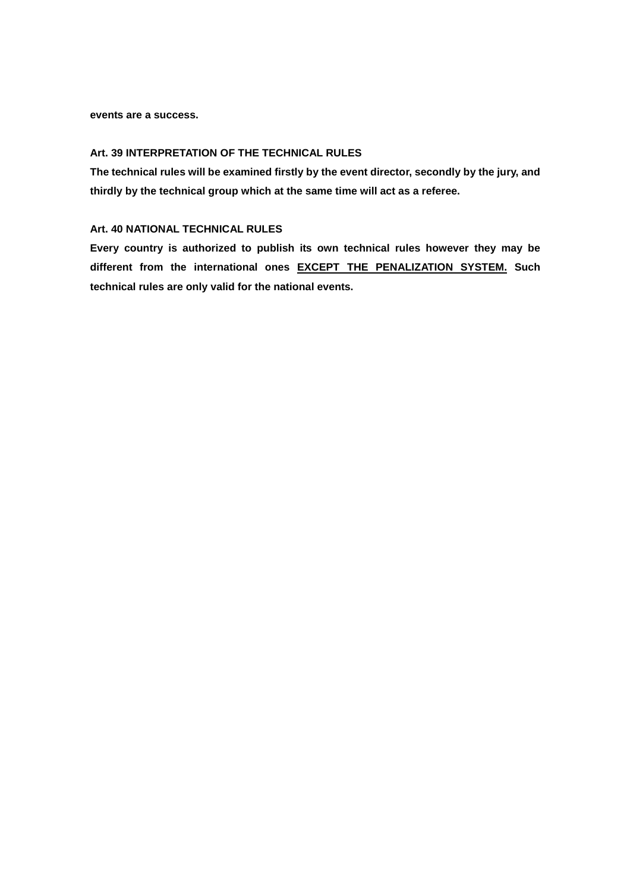**events are a success.**

**Art. 39 INTERPRETATION OF THE TECHNICAL RULES**

**The technical rules will be examined firstly by the event director, secondly by the jury, and thirdly by the technical group which at the same time will act as a referee.**

**Art. 40 NATIONAL TECHNICAL RULES**

**Every country is authorized to publish its own technical rules however they may be different from the international ones <u>EXCEPT THE PENALIZATION SYSTEM.</u> Such technical rules are only valid for the national events.**